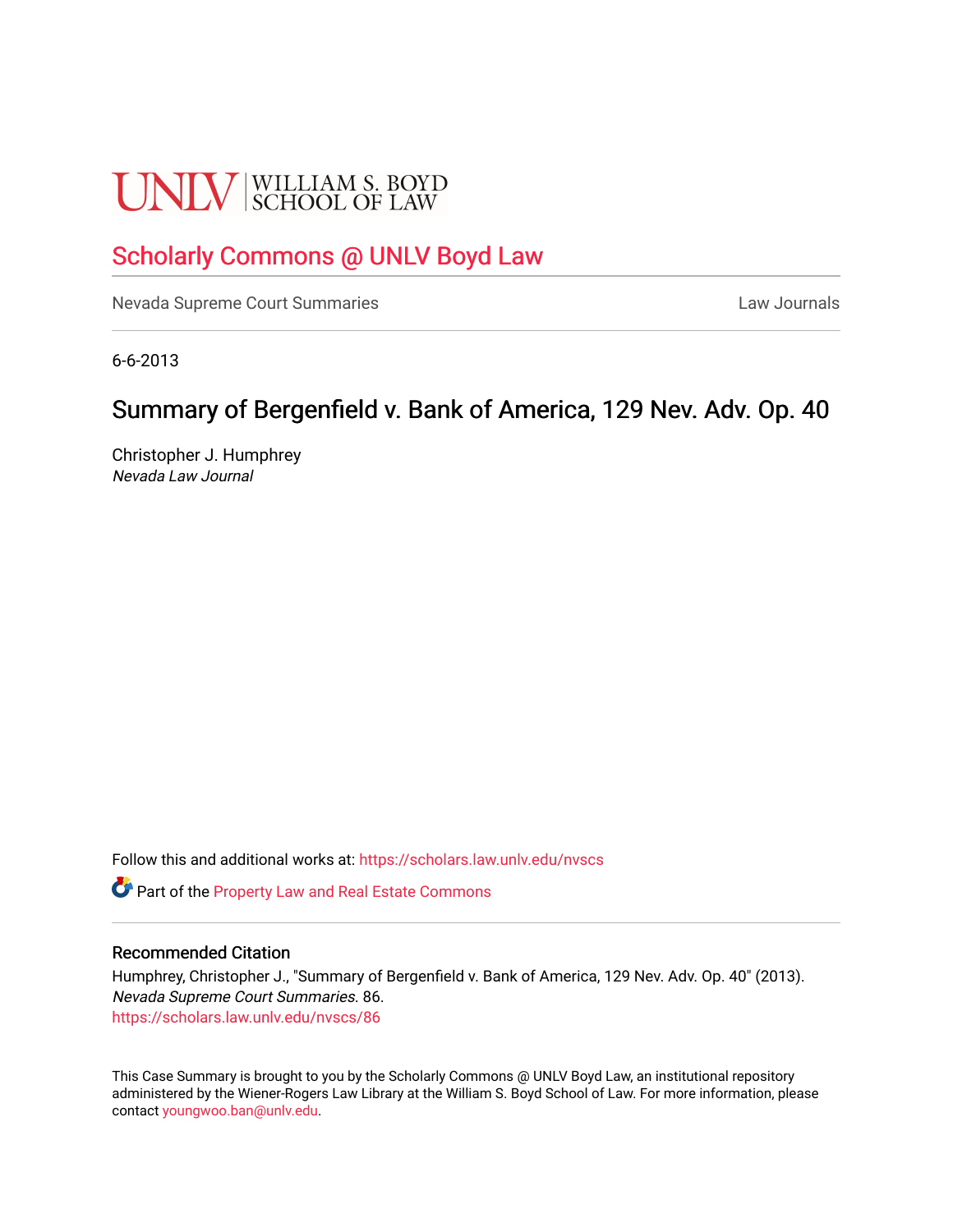UNLV | WILLIAM S. BOYD SCHOOL OF LAW

# Scholarly Commons @ UNLV Boyd Law

Nevada Supreme Court Summaries

Law Journals

6-6-2013

## Summary of Bergenfield v. Bank of America, 129 Nev. Adv. Op. 40

Christopher J. Humphrey
*Nevada Law Journal*

Follow this and additional works at: https://scholars.law.unlv.edu/nvscs

Part of the Property Law and Real Estate Commons

### Recommended Citation

Humphrey, Christopher J., "Summary of Bergenfield v. Bank of America, 129 Nev. Adv. Op. 40" (2013). *Nevada Supreme Court Summaries*. 86.
https://scholars.law.unlv.edu/nvscs/86

This Case Summary is brought to you by the Scholarly Commons @ UNLV Boyd Law, an institutional repository administered by the Wiener-Rogers Law Library at the William S. Boyd School of Law. For more information, please contact youngwoo.ban@unlv.edu.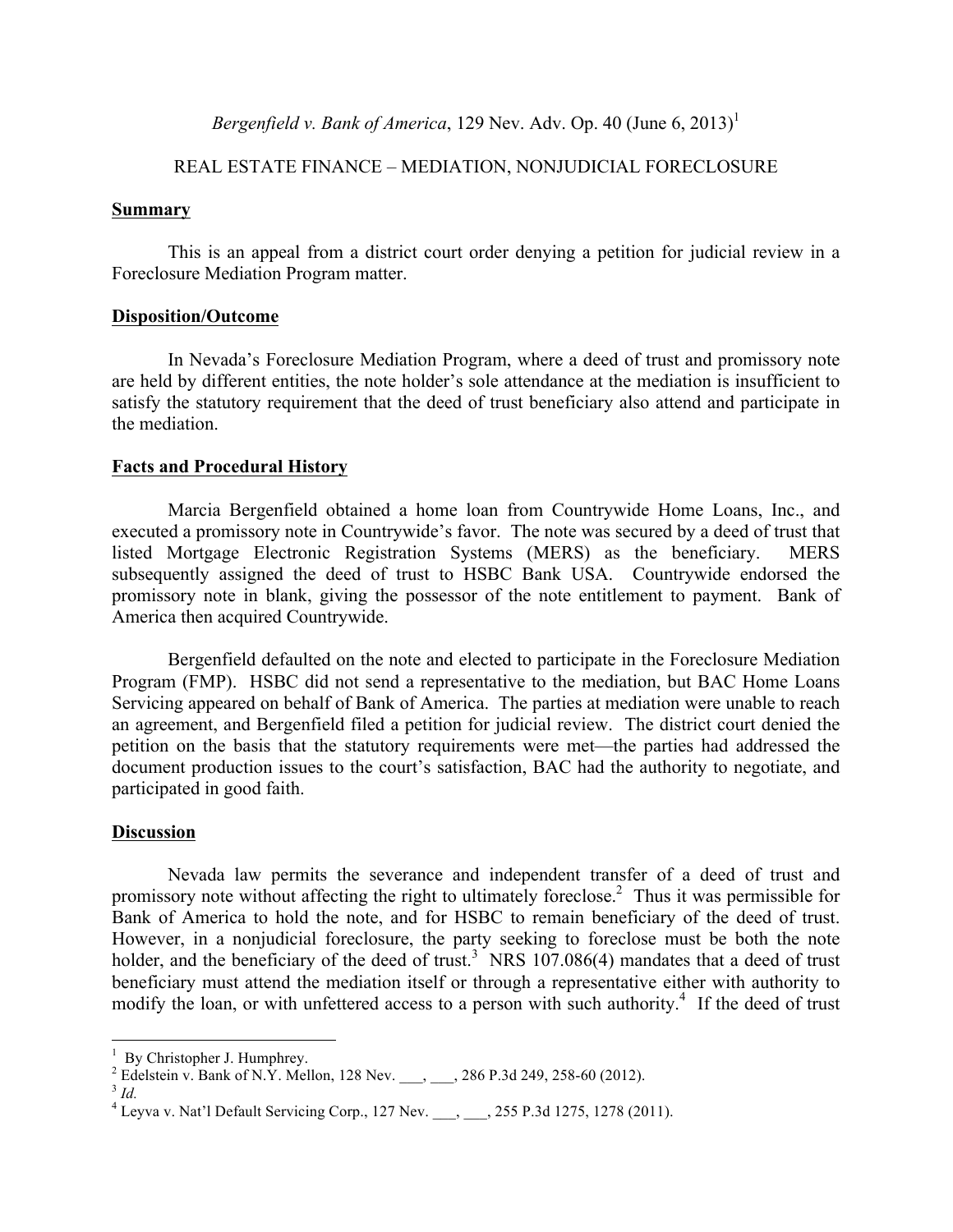*Bergenfield v. Bank of America*, 129 Nev. Adv. Op. 40 (June 6, 2013)[1]

REAL ESTATE FINANCE – MEDIATION, NONJUDICIAL FORECLOSURE

**Summary**

This is an appeal from a district court order denying a petition for judicial review in a Foreclosure Mediation Program matter.

**Disposition/Outcome**

In Nevada's Foreclosure Mediation Program, where a deed of trust and promissory note are held by different entities, the note holder's sole attendance at the mediation is insufficient to satisfy the statutory requirement that the deed of trust beneficiary also attend and participate in the mediation.

**Facts and Procedural History**

Marcia Bergenfield obtained a home loan from Countrywide Home Loans, Inc., and executed a promissory note in Countrywide's favor. The note was secured by a deed of trust that listed Mortgage Electronic Registration Systems (MERS) as the beneficiary. MERS subsequently assigned the deed of trust to HSBC Bank USA. Countrywide endorsed the promissory note in blank, giving the possessor of the note entitlement to payment. Bank of America then acquired Countrywide.

Bergenfield defaulted on the note and elected to participate in the Foreclosure Mediation Program (FMP). HSBC did not send a representative to the mediation, but BAC Home Loans Servicing appeared on behalf of Bank of America. The parties at mediation were unable to reach an agreement, and Bergenfield filed a petition for judicial review. The district court denied the petition on the basis that the statutory requirements were met—the parties had addressed the document production issues to the court's satisfaction, BAC had the authority to negotiate, and participated in good faith.

**Discussion**

Nevada law permits the severance and independent transfer of a deed of trust and promissory note without affecting the right to ultimately foreclose.[2] Thus it was permissible for Bank of America to hold the note, and for HSBC to remain beneficiary of the deed of trust. However, in a nonjudicial foreclosure, the party seeking to foreclose must be both the note holder, and the beneficiary of the deed of trust.[3] NRS 107.086(4) mandates that a deed of trust beneficiary must attend the mediation itself or through a representative either with authority to modify the loan, or with unfettered access to a person with such authority.[4] If the deed of trust

---

[1] By Christopher J. Humphrey.

[2] Edelstein v. Bank of N.Y. Mellon, 128 Nev. ___, ___, 286 P.3d 249, 258-60 (2012).

[3] *Id.*

[4] Leyva v. Nat'l Default Servicing Corp., 127 Nev. ___, ___, 255 P.3d 1275, 1278 (2011).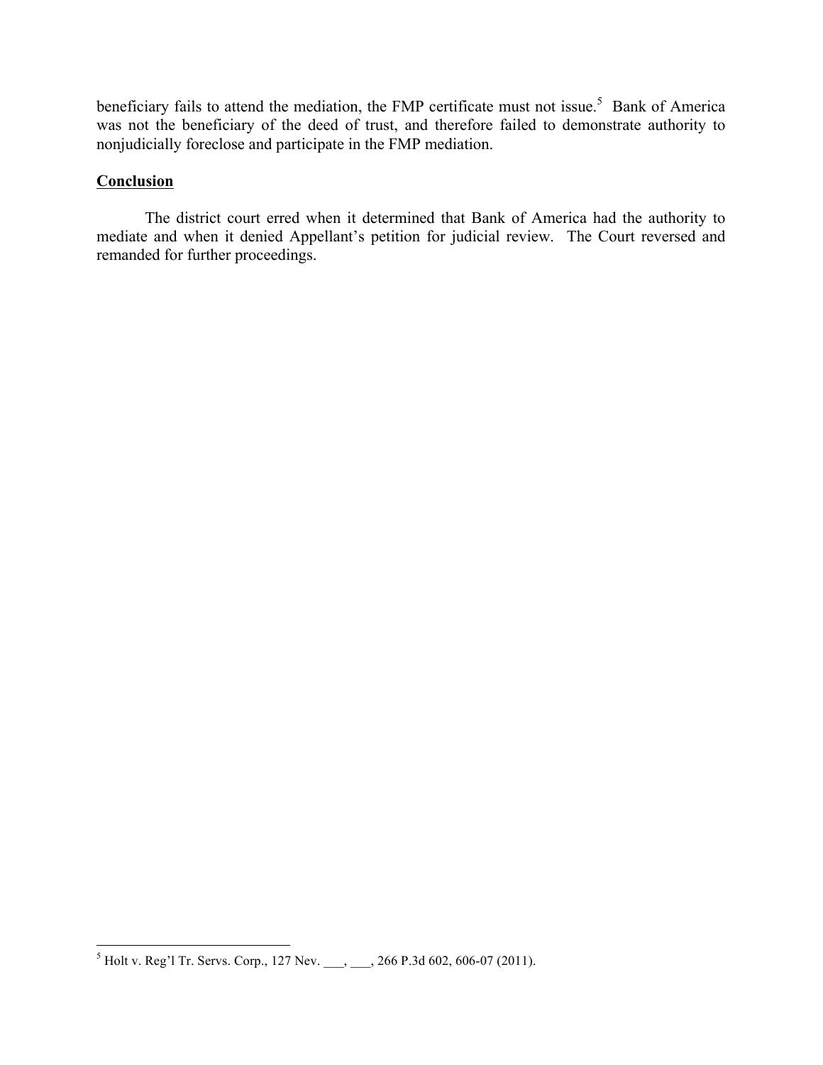beneficiary fails to attend the mediation, the FMP certificate must not issue.[5] Bank of America was not the beneficiary of the deed of trust, and therefore failed to demonstrate authority to nonjudicially foreclose and participate in the FMP mediation.

**Conclusion**

The district court erred when it determined that Bank of America had the authority to mediate and when it denied Appellant's petition for judicial review. The Court reversed and remanded for further proceedings.

---

[5] Holt v. Reg'l Tr. Servs. Corp., 127 Nev. ___, ___, 266 P.3d 602, 606-07 (2011).